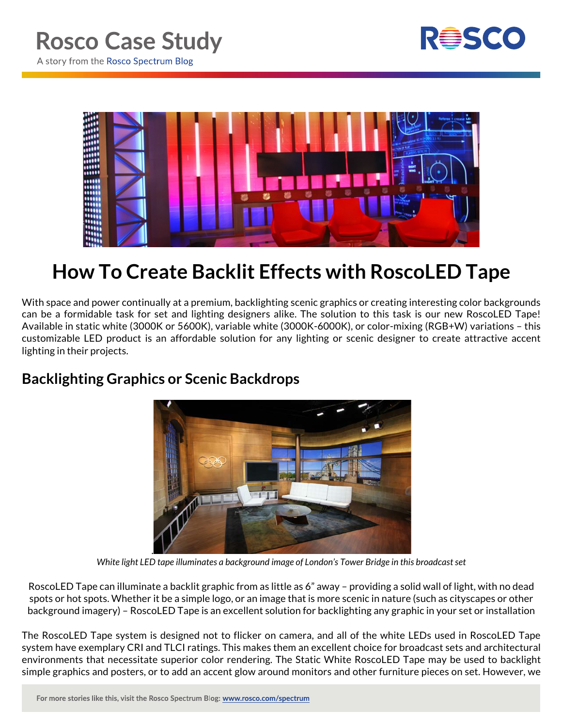# Rosco Case Study

A story from the Rosco Spectrum Blog

# How To Create Backlit Effects with RoscoLED Tape

With space and power continually at a premium, backlighting scenic graphics or creating interesting color backgrounds can be a formidable task for set and lighting designers alike. The solution to this task is our new RoscoLED Tape! Available in static white (3000K or 5600K), variable white (3000K-6000K), or color-mixing (RGB+W) variations – this customizable LED product is an affordable solution for any lighting or scenic designer to create attractive accent lighting in their projects.

## Backlighting Graphics or Scenic Backdrops

*White light LED tape illuminates a background image of London's Tower Bridge in this broadcast set*

RoscoLED Tape can illuminate a backlit graphic from as little as 6" away – providing a solid wall of light, with no dead spots or hot spots. Whether it be a simple logo, or an image that is more scenic in nature (such as cityscapes or other background imagery) – RoscoLED Tape is an excellent solution for backlighting any graphic in your set or installation

The RoscoLED Tape system is designed not to flicker on camera, and all of the white LEDs used in RoscoLED Tape system have exemplary CRI and TLCI ratings. This makes them an excellent choice for broadcast sets and architectural environments that necessitate superior color rendering. The Static White RoscoLED Tape may be used to backlight simple graphics and posters, or to add an accent glow around monitors and other furniture pieces on set. However, we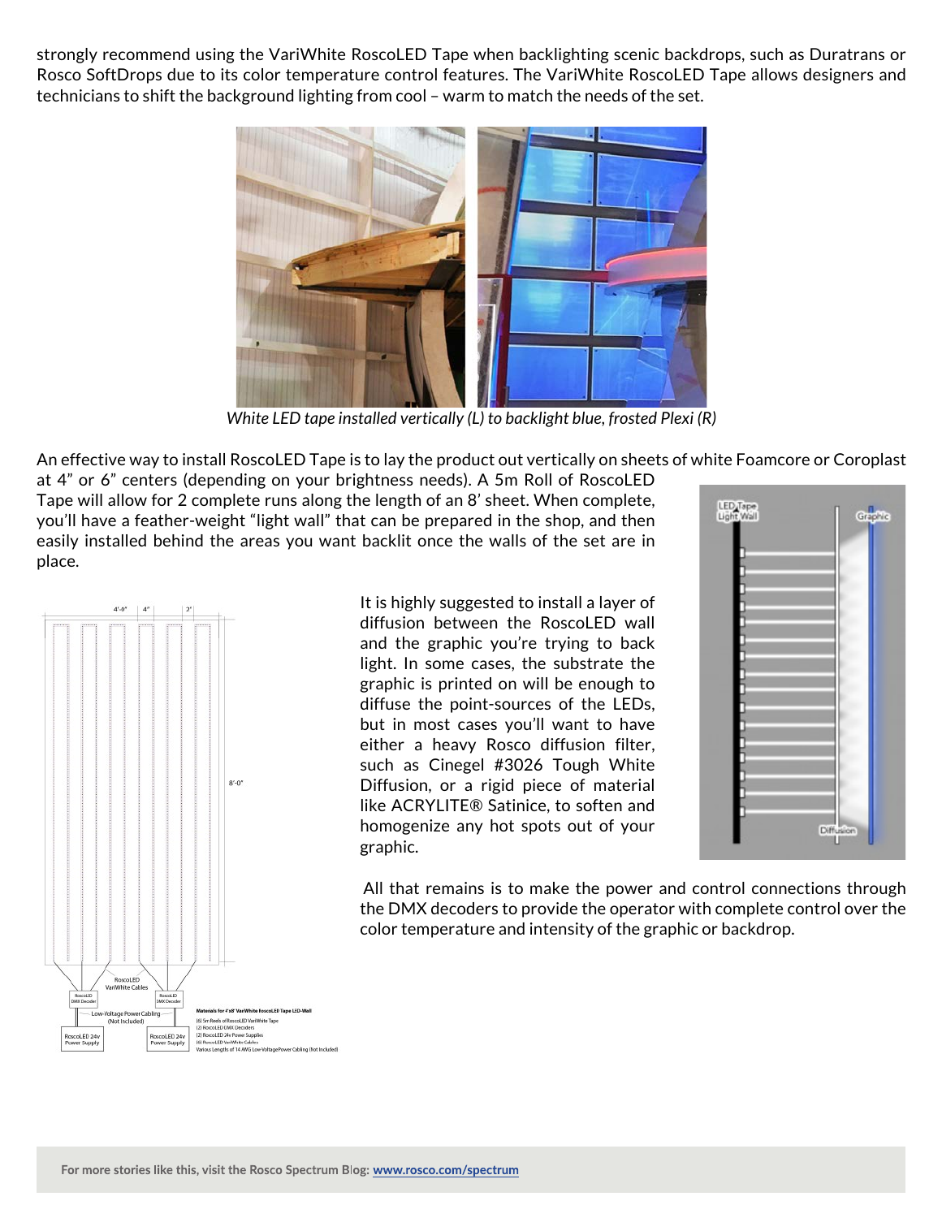strongly recommend using the VariWhite RoscoLED Tape when backlighting scenic backdrops, such as Duratrans or Rosco SoftDrops due to its color temperature control features. The VariWhite RoscoLED Tape allows designers and technicians to shift the background lighting from cool – warm to match the needs of the set.

*White LED tape installed vertically (L) to backlight blue, frosted Plexi (R)*

An effective way to install RoscoLED Tape is to lay the product out vertically on sheets of white Foamcore or Coroplast at 4" or 6" centers (depending on your brightness needs). A 5m Roll of RoscoLED Tape will allow for 2 complete runs along the length of an 8' sheet. When complete, you'll have a feather-weight "light wall" that can be prepared in the shop, and then easily installed behind the areas you want backlit once the walls of the set are in place.

It is highly suggested to install a layer of diffusion between the RoscoLED wall and the graphic you're trying to back light. In some cases, the substrate the graphic is printed on will be enough to diffuse the point-sources of the LEDs, but in most cases you'll want to have either a heavy Rosco diffusion filter, such as Cinegel #3026 Tough White Diffusion, or a rigid piece of material like ACRYLITE® Satinice, to soften and homogenize any hot spots out of your graphic.

All that remains is to make the power and control connections through the DMX decoders to provide the operator with complete control over the color temperature and intensity of the graphic or backdrop.

**Materials for 4'x8' VariWhite RoscoLED Tape LED-Wall**

(6) 5m Reels of RoscoLED VariWhite Tape
(2) RoscoLED DMX Decoders
(2) RoscoLED 24v Power Supplies
(6) RoscoLED VariWhite Cables
Various Lengths of 14 AWG Low-Voltage Power Cabling (Not Included)

For more stories like this, visit the Rosco Spectrum Blog: www.rosco.com/spectrum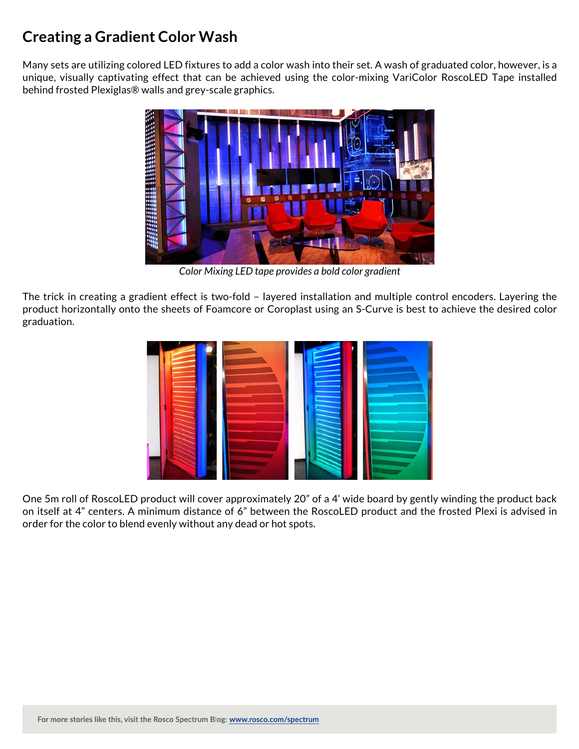# Creating a Gradient Color Wash

Many sets are utilizing colored LED fixtures to add a color wash into their set. A wash of graduated color, however, is a unique, visually captivating effect that can be achieved using the color-mixing VariColor RoscoLED Tape installed behind frosted Plexiglas® walls and grey-scale graphics.

*Color Mixing LED tape provides a bold color gradient*

The trick in creating a gradient effect is two-fold – layered installation and multiple control encoders. Layering the product horizontally onto the sheets of Foamcore or Coroplast using an S-Curve is best to achieve the desired color graduation.

One 5m roll of RoscoLED product will cover approximately 20" of a 4' wide board by gently winding the product back on itself at 4" centers. A minimum distance of 6" between the RoscoLED product and the frosted Plexi is advised in order for the color to blend evenly without any dead or hot spots.

For more stories like this, visit the Rosco Spectrum Blog: [www.rosco.com/spectrum](www.rosco.com/spectrum)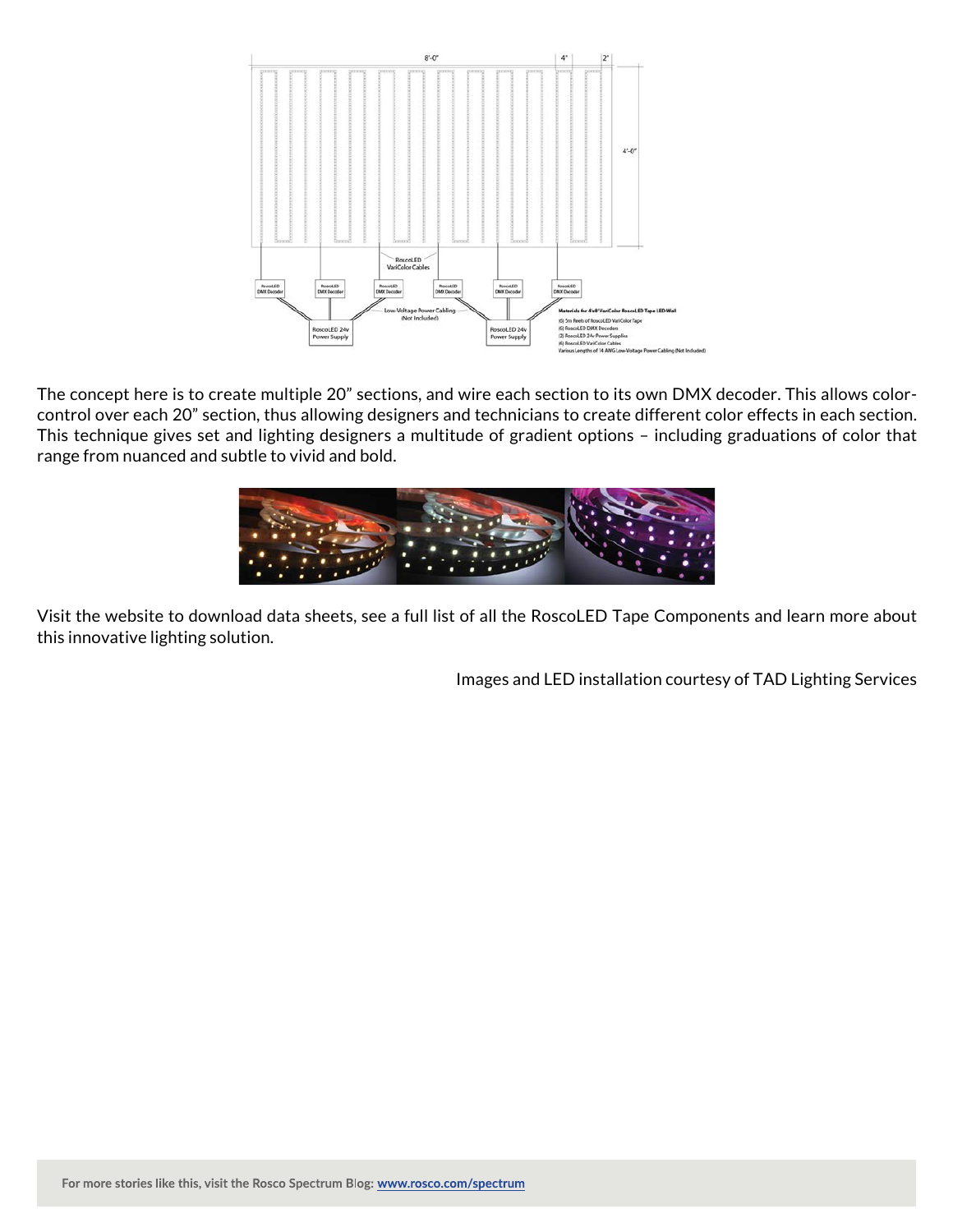8'-0"

4"

2"

4'-0"

RoscoLED VariColor Cables

RoscoLED DMX Decoder

RoscoLED DMX Decoder

RoscoLED DMX Decoder

RoscoLED DMX Decoder

RoscoLED DMX Decoder

RoscoLED DMX Decoder

Low-Voltage Power Cabling (Not Included)

RoscoLED 24v Power Supply

RoscoLED 24v Power Supply

Materials for 4'x8' VariColor RoscoLED Tape LED Wall

(6) 5m Reels of RoscoLED VariColor Tape

(6) RoscoLED DMX Decoders

(2) RoscoLED 24v Power Supplies

(6) RoscoLED VariColor Cables

Various Lengths of 14 AWG Low-Voltage Power Cabling (Not Included)

The concept here is to create multiple 20" sections, and wire each section to its own DMX decoder. This allows color-control over each 20" section, thus allowing designers and technicians to create different color effects in each section. This technique gives set and lighting designers a multitude of gradient options – including graduations of color that range from nuanced and subtle to vivid and bold.

Visit the website to download data sheets, see a full list of all the RoscoLED Tape Components and learn more about this innovative lighting solution.

Images and LED installation courtesy of TAD Lighting Services

For more stories like this, visit the Rosco Spectrum Blog: www.rosco.com/spectrum